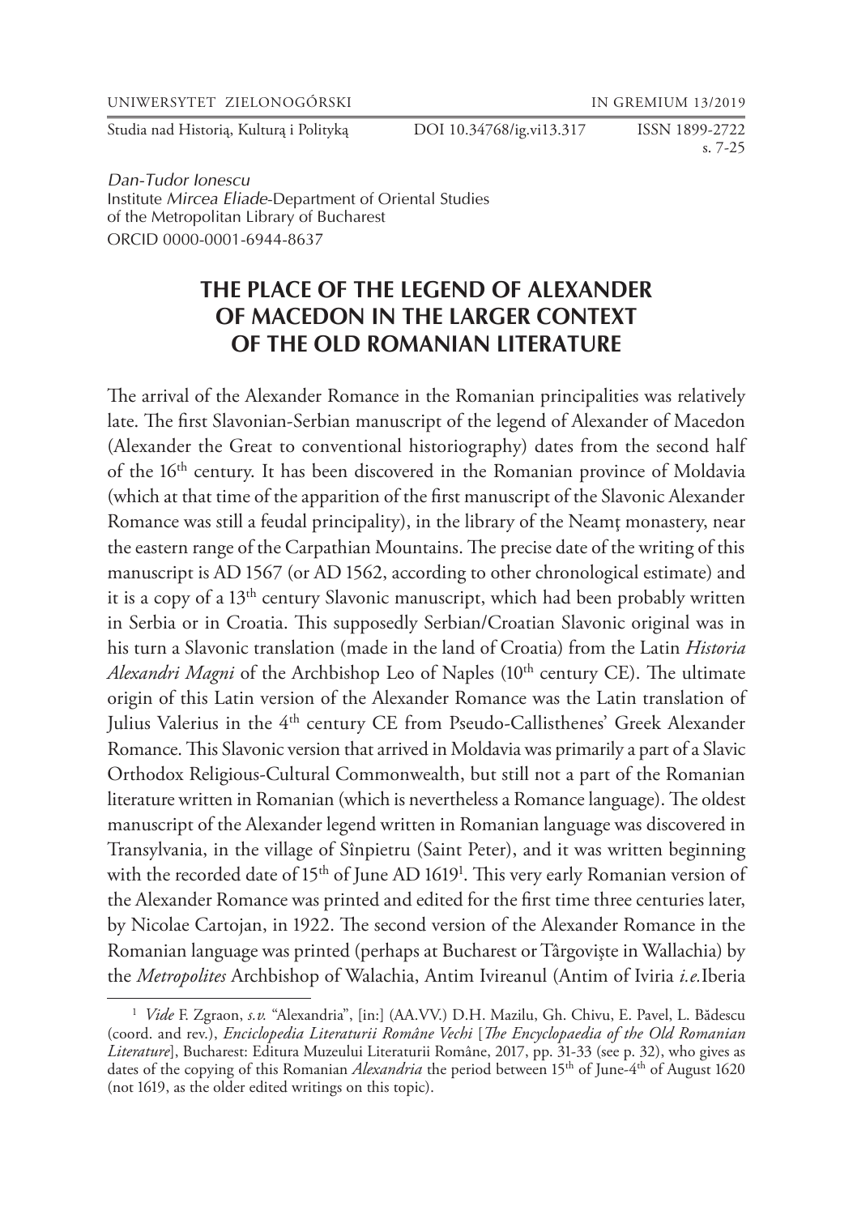*Dan-Tudor Ionescu*
Institute *Mircea Eliade*-Department of Oriental Studies of the Metropolitan Library of Bucharest
ORCID 0000-0001-6944-8637

# THE PLACE OF THE LEGEND OF ALEXANDER OF MACEDON IN THE LARGER CONTEXT OF THE OLD ROMANIAN LITERATURE

The arrival of the Alexander Romance in the Romanian principalities was relatively late. The first Slavonian-Serbian manuscript of the legend of Alexander of Macedon (Alexander the Great to conventional historiography) dates from the second half of the 16th century. It has been discovered in the Romanian province of Moldavia (which at that time of the apparition of the first manuscript of the Slavonic Alexander Romance was still a feudal principality), in the library of the Neamţ monastery, near the eastern range of the Carpathian Mountains. The precise date of the writing of this manuscript is AD 1567 (or AD 1562, according to other chronological estimate) and it is a copy of a 13th century Slavonic manuscript, which had been probably written in Serbia or in Croatia. This supposedly Serbian/Croatian Slavonic original was in his turn a Slavonic translation (made in the land of Croatia) from the Latin *Historia Alexandri Magni* of the Archbishop Leo of Naples (10th century CE). The ultimate origin of this Latin version of the Alexander Romance was the Latin translation of Julius Valerius in the 4th century CE from Pseudo-Callisthenes' Greek Alexander Romance. This Slavonic version that arrived in Moldavia was primarily a part of a Slavic Orthodox Religious-Cultural Commonwealth, but still not a part of the Romanian literature written in Romanian (which is nevertheless a Romance language). The oldest manuscript of the Alexander legend written in Romanian language was discovered in Transylvania, in the village of Sînpietru (Saint Peter), and it was written beginning with the recorded date of 15th of June AD 1619[1]. This very early Romanian version of the Alexander Romance was printed and edited for the first time three centuries later, by Nicolae Cartojan, in 1922. The second version of the Alexander Romance in the Romanian language was printed (perhaps at Bucharest or Târgovişte in Wallachia) by the *Metropolites* Archbishop of Walachia, Antim Ivireanul (Antim of Iviria *i.e.* Iberia

---

[1] *Vide* F. Zgraon, *s.v.* "Alexandria", [in:] (AA.VV.) D.H. Mazilu, Gh. Chivu, E. Pavel, L. Bădescu (coord. and rev.), *Enciclopedia Literaturii Române Vechi* [*The Encyclopaedia of the Old Romanian Literature*], Bucharest: Editura Muzeului Literaturii Române, 2017, pp. 31-33 (see p. 32), who gives as dates of the copying of this Romanian *Alexandria* the period between 15th of June-4th of August 1620 (not 1619, as the older edited writings on this topic).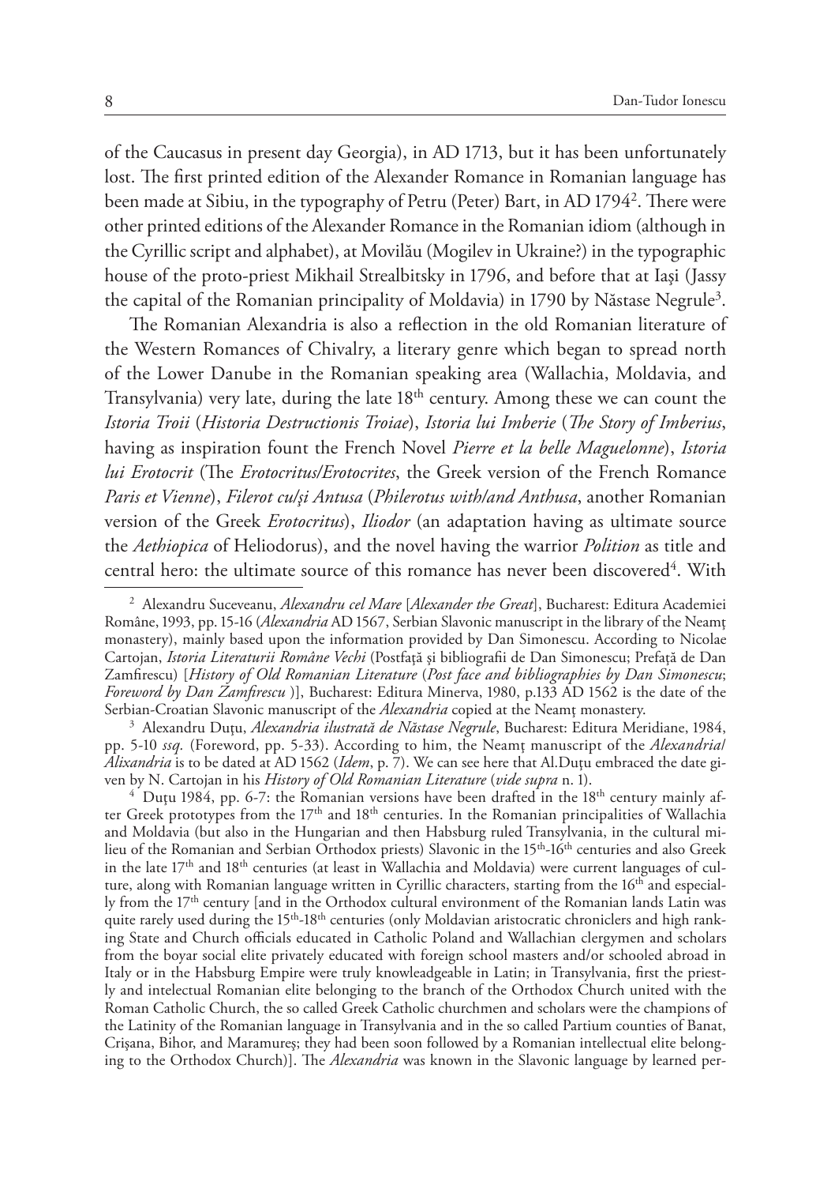of the Caucasus in present day Georgia), in AD 1713, but it has been unfortunately lost. The first printed edition of the Alexander Romance in Romanian language has been made at Sibiu, in the typography of Petru (Peter) Bart, in AD 1794[2]. There were other printed editions of the Alexander Romance in the Romanian idiom (although in the Cyrillic script and alphabet), at Movilău (Mogilev in Ukraine?) in the typographic house of the proto-priest Mikhail Strealbitsky in 1796, and before that at Iași (Jassy the capital of the Romanian principality of Moldavia) in 1790 by Năstase Negrule[3].

The Romanian Alexandria is also a reflection in the old Romanian literature of the Western Romances of Chivalry, a literary genre which began to spread north of the Lower Danube in the Romanian speaking area (Wallachia, Moldavia, and Transylvania) very late, during the late 18th century. Among these we can count the *Istoria Troii* (*Historia Destructionis Troiae*), *Istoria lui Imberie* (*The Story of Imberius*, having as inspiration fount the French Novel *Pierre et la belle Maguelonne*), *Istoria lui Erotocrit* (The *Erotocritus/Erotocrites*, the Greek version of the French Romance *Paris et Vienne*), *Filerot cu/și Antusa* (*Philerotus with/and Anthusa*, another Romanian version of the Greek *Erotocritus*), *Iliodor* (an adaptation having as ultimate source the *Aethiopica* of Heliodorus), and the novel having the warrior *Polition* as title and central hero: the ultimate source of this romance has never been discovered[4]. With

---

[2] Alexandru Suceveanu, *Alexandru cel Mare* [*Alexander the Great*], Bucharest: Editura Academiei Române, 1993, pp. 15-16 (*Alexandria* AD 1567, Serbian Slavonic manuscript in the library of the Neamț monastery), mainly based upon the information provided by Dan Simonescu. According to Nicolae Cartojan, *Istoria Literaturii Române Vechi* (Postfață și bibliografii de Dan Simonescu; Prefață de Dan Zamfirescu) [*History of Old Romanian Literature* (*Post face and bibliographies by Dan Simonescu*; *Foreword by Dan Zamfirescu* )], Bucharest: Editura Minerva, 1980, p.133 AD 1562 is the date of the Serbian-Croatian Slavonic manuscript of the *Alexandria* copied at the Neamț monastery.

[3] Alexandru Duțu, *Alexandria ilustrată de Năstase Negrule*, Bucharest: Editura Meridiane, 1984, pp. 5-10 *ssq.* (Foreword, pp. 5-33). According to him, the Neamț manuscript of the *Alexandria/Alixandria* is to be dated at AD 1562 (*Idem*, p. 7). We can see here that Al.Duțu embraced the date given by N. Cartojan in his *History of Old Romanian Literature* (*vide supra* n. 1).

[4] Duțu 1984, pp. 6-7: the Romanian versions have been drafted in the 18th century mainly after Greek prototypes from the 17th and 18th centuries. In the Romanian principalities of Wallachia and Moldavia (but also in the Hungarian and then Habsburg ruled Transylvania, in the cultural milieu of the Romanian and Serbian Orthodox priests) Slavonic in the 15th-16th centuries and also Greek in the late 17th and 18th centuries (at least in Wallachia and Moldavia) were current languages of culture, along with Romanian language written in Cyrillic characters, starting from the 16th and especially from the 17th century [and in the Orthodox cultural environment of the Romanian lands Latin was quite rarely used during the 15th-18th centuries (only Moldavian aristocratic chroniclers and high ranking State and Church officials educated in Catholic Poland and Wallachian clergymen and scholars from the boyar social elite privately educated with foreign school masters and/or schooled abroad in Italy or in the Habsburg Empire were truly knowleadgeable in Latin; in Transylvania, first the priestly and intelectual Romanian elite belonging to the branch of the Orthodox Church united with the Roman Catholic Church, the so called Greek Catholic churchmen and scholars were the champions of the Latinity of the Romanian language in Transylvania and in the so called Partium counties of Banat, Crișana, Bihor, and Maramureș; they had been soon followed by a Romanian intellectual elite belonging to the Orthodox Church)]. The *Alexandria* was known in the Slavonic language by learned per-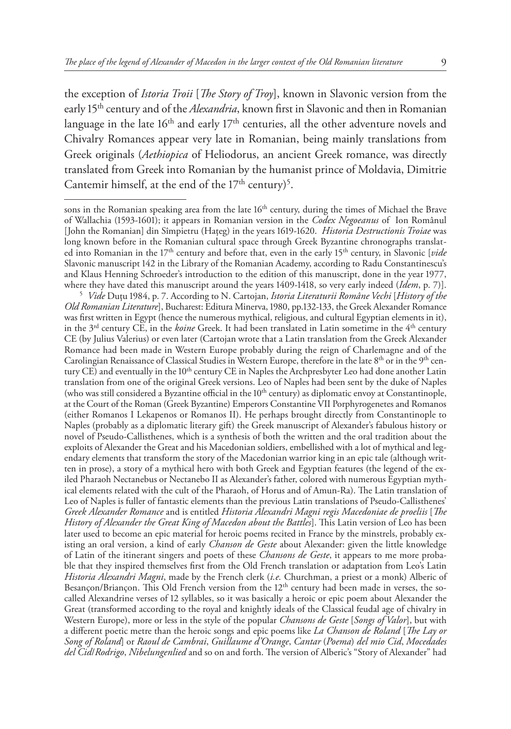the exception of *Istoria Troii* [*The Story of Troy*], known in Slavonic version from the early 15th century and of the *Alexandria*, known first in Slavonic and then in Romanian language in the late 16th and early 17th centuries, all the other adventure novels and Chivalry Romances appear very late in Romanian, being mainly translations from Greek originals (*Aethiopica* of Heliodorus, an ancient Greek romance, was directly translated from Greek into Romanian by the humanist prince of Moldavia, Dimitrie Cantemir himself, at the end of the 17th century)[5].

---

sons in the Romanian speaking area from the late 16th century, during the times of Michael the Brave of Wallachia (1593-1601); it appears in Romanian version in the *Codex Negoeanus* of Ion Românul [John the Romanian] din Sîmpietru (Hațeg) in the years 1619-1620. *Historia Destructionis Troiae* was long known before in the Romanian cultural space through Greek Byzantine chronographs translated into Romanian in the 17th century and before that, even in the early 15th century, in Slavonic [*vide* Slavonic manuscript 142 in the Library of the Romanian Academy, according to Radu Constantinescu's and Klaus Henning Schroeder's introduction to the edition of this manuscript, done in the year 1977, where they have dated this manuscript around the years 1409-1418, so very early indeed (*Idem*, p. 7)].

[5] *Vide* Duțu 1984, p. 7. According to N. Cartojan, *Istoria Literaturii Române Vechi* [*History of the Old Romanian Literature*], Bucharest: Editura Minerva, 1980, pp.132-133, the Greek Alexander Romance was first written in Egypt (hence the numerous mythical, religious, and cultural Egyptian elements in it), in the 3rd century CE, in the *koine* Greek. It had been translated in Latin sometime in the 4th century CE (by Julius Valerius) or even later (Cartojan wrote that a Latin translation from the Greek Alexander Romance had been made in Western Europe probably during the reign of Charlemagne and of the Carolingian Renaissance of Classical Studies in Western Europe, therefore in the late 8th or in the 9th century CE) and eventually in the 10th century CE in Naples the Archpresbyter Leo had done another Latin translation from one of the original Greek versions. Leo of Naples had been sent by the duke of Naples (who was still considered a Byzantine official in the 10th century) as diplomatic envoy at Constantinople, at the Court of the Roman (Greek Byzantine) Emperors Constantine VII Porphyrogenetes and Romanos (either Romanos I Lekapenos or Romanos II). He perhaps brought directly from Constantinople to Naples (probably as a diplomatic literary gift) the Greek manuscript of Alexander's fabulous history or novel of Pseudo-Callisthenes, which is a synthesis of both the written and the oral tradition about the exploits of Alexander the Great and his Macedonian soldiers, embellished with a lot of mythical and legendary elements that transform the story of the Macedonian warrior king in an epic tale (although written in prose), a story of a mythical hero with both Greek and Egyptian features (the legend of the exiled Pharaoh Nectanebus or Nectanebo II as Alexander's father, colored with numerous Egyptian mythical elements related with the cult of the Pharaoh, of Horus and of Amun-Ra). The Latin translation of Leo of Naples is fuller of fantastic elements than the previous Latin translations of Pseudo-Callisthenes' *Greek Alexander Romance* and is entitled *Historia Alexandri Magni regis Macedoniae de proeliis* [*The History of Alexander the Great King of Macedon about the Battles*]. This Latin version of Leo has been later used to become an epic material for heroic poems recited in France by the minstrels, probably existing an oral version, a kind of early *Chanson de Geste* about Alexander: given the little knowledge of Latin of the itinerant singers and poets of these *Chansons de Geste*, it appears to me more probable that they inspired themselves first from the Old French translation or adaptation from Leo's Latin *Historia Alexandri Magni*, made by the French clerk (*i.e.* Churchman, a priest or a monk) Alberic of Besançon/Briançon. This Old French version from the 12th century had been made in verses, the so-called Alexandrine verses of 12 syllables, so it was basically a heroic or epic poem about Alexander the Great (transformed according to the royal and knightly ideals of the Classical feudal age of chivalry in Western Europe), more or less in the style of the popular *Chansons de Geste* [*Songs of Valor*], but with a different poetic metre than the heroic songs and epic poems like *La Chanson de Roland* [*The Lay or Song of Roland*] or *Raoul de Cambrai*, *Guillaume d'Orange*, *Cantar* (*Poema*) *del mio Cid*, *Mocedades del Cid*/*Rodrigo*, *Nibelungenlied* and so on and forth. The version of Alberic's "Story of Alexander" had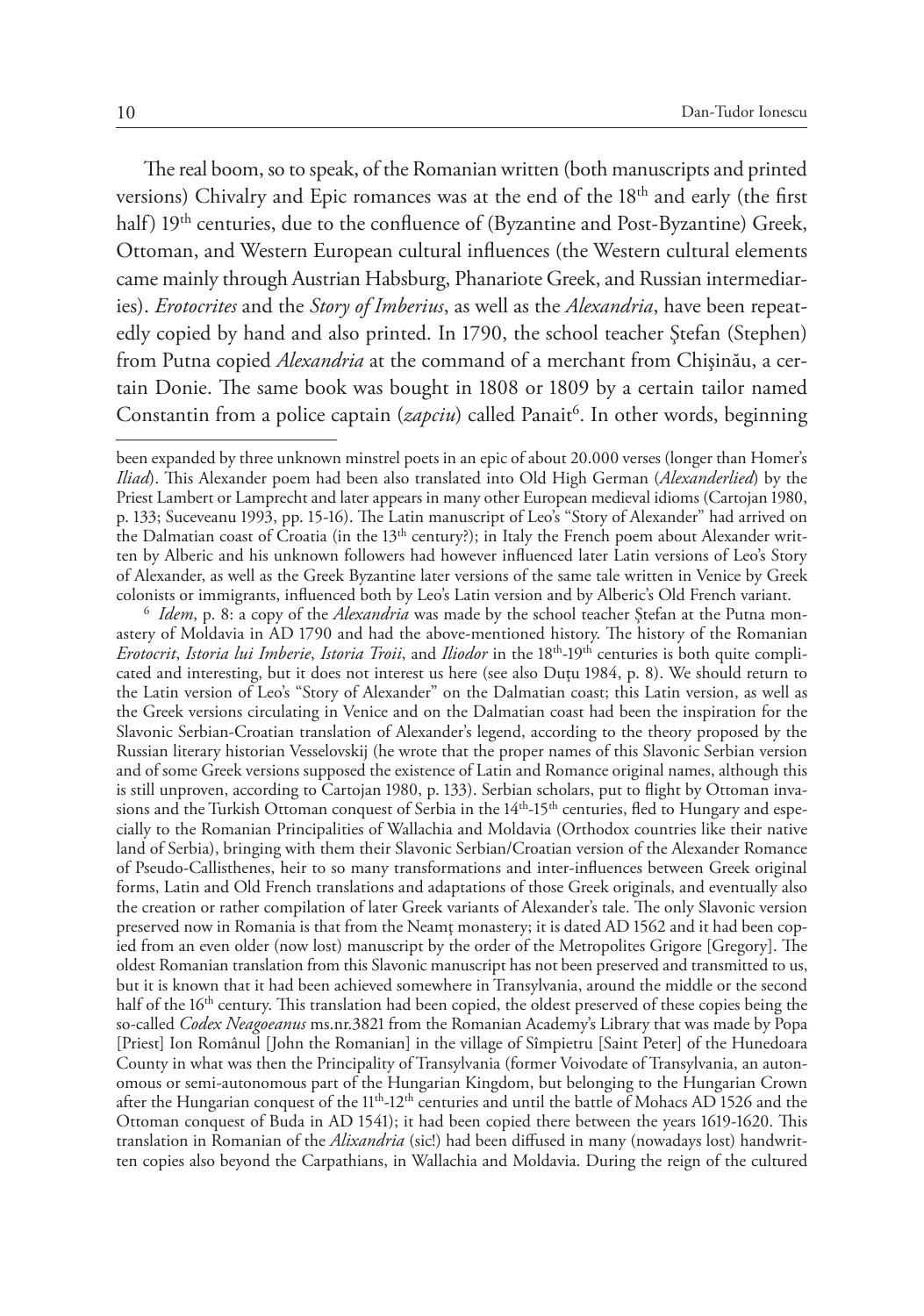The real boom, so to speak, of the Romanian written (both manuscripts and printed versions) Chivalry and Epic romances was at the end of the 18th and early (the first half) 19th centuries, due to the confluence of (Byzantine and Post-Byzantine) Greek, Ottoman, and Western European cultural influences (the Western cultural elements came mainly through Austrian Habsburg, Phanariote Greek, and Russian intermediaries). *Erotocrites* and the *Story of Imberius*, as well as the *Alexandria*, have been repeatedly copied by hand and also printed. In 1790, the school teacher Ştefan (Stephen) from Putna copied *Alexandria* at the command of a merchant from Chişinău, a certain Donie. The same book was bought in 1808 or 1809 by a certain tailor named Constantin from a police captain (*zapciu*) called Panait[6]. In other words, beginning

---

been expanded by three unknown minstrel poets in an epic of about 20.000 verses (longer than Homer's *Iliad*). This Alexander poem had been also translated into Old High German (*Alexanderlied*) by the Priest Lambert or Lamprecht and later appears in many other European medieval idioms (Cartojan 1980, p. 133; Suceveanu 1993, pp. 15-16). The Latin manuscript of Leo's "Story of Alexander" had arrived on the Dalmatian coast of Croatia (in the 13th century?); in Italy the French poem about Alexander written by Alberic and his unknown followers had however influenced later Latin versions of Leo's Story of Alexander, as well as the Greek Byzantine later versions of the same tale written in Venice by Greek colonists or immigrants, influenced both by Leo's Latin version and by Alberic's Old French variant.

[6] *Idem*, p. 8: a copy of the *Alexandria* was made by the school teacher Ștefan at the Putna monastery of Moldavia in AD 1790 and had the above-mentioned history. The history of the Romanian *Erotocrit*, *Istoria lui Imberie*, *Istoria Troii*, and *Iliodor* in the 18th-19th centuries is both quite complicated and interesting, but it does not interest us here (see also Duţu 1984, p. 8). We should return to the Latin version of Leo's "Story of Alexander" on the Dalmatian coast; this Latin version, as well as the Greek versions circulating in Venice and on the Dalmatian coast had been the inspiration for the Slavonic Serbian-Croatian translation of Alexander's legend, according to the theory proposed by the Russian literary historian Vesselovskij (he wrote that the proper names of this Slavonic Serbian version and of some Greek versions supposed the existence of Latin and Romance original names, although this is still unproven, according to Cartojan 1980, p. 133). Serbian scholars, put to flight by Ottoman invasions and the Turkish Ottoman conquest of Serbia in the 14th-15th centuries, fled to Hungary and especially to the Romanian Principalities of Wallachia and Moldavia (Orthodox countries like their native land of Serbia), bringing with them their Slavonic Serbian/Croatian version of the Alexander Romance of Pseudo-Callisthenes, heir to so many transformations and inter-influences between Greek original forms, Latin and Old French translations and adaptations of those Greek originals, and eventually also the creation or rather compilation of later Greek variants of Alexander's tale. The only Slavonic version preserved now in Romania is that from the Neamţ monastery; it is dated AD 1562 and it had been copied from an even older (now lost) manuscript by the order of the Metropolites Grigore [Gregory]. The oldest Romanian translation from this Slavonic manuscript has not been preserved and transmitted to us, but it is known that it had been achieved somewhere in Transylvania, around the middle or the second half of the 16th century. This translation had been copied, the oldest preserved of these copies being the so-called *Codex Neagoeanus* ms.nr.3821 from the Romanian Academy's Library that was made by Popa [Priest] Ion Românul [John the Romanian] in the village of Sîmpietru [Saint Peter] of the Hunedoara County in what was then the Principality of Transylvania (former Voivodate of Transylvania, an autonomous or semi-autonomous part of the Hungarian Kingdom, but belonging to the Hungarian Crown after the Hungarian conquest of the 11th-12th centuries and until the battle of Mohacs AD 1526 and the Ottoman conquest of Buda in AD 1541); it had been copied there between the years 1619-1620. This translation in Romanian of the *Alixandria* (sic!) had been diffused in many (nowadays lost) handwritten copies also beyond the Carpathians, in Wallachia and Moldavia. During the reign of the cultured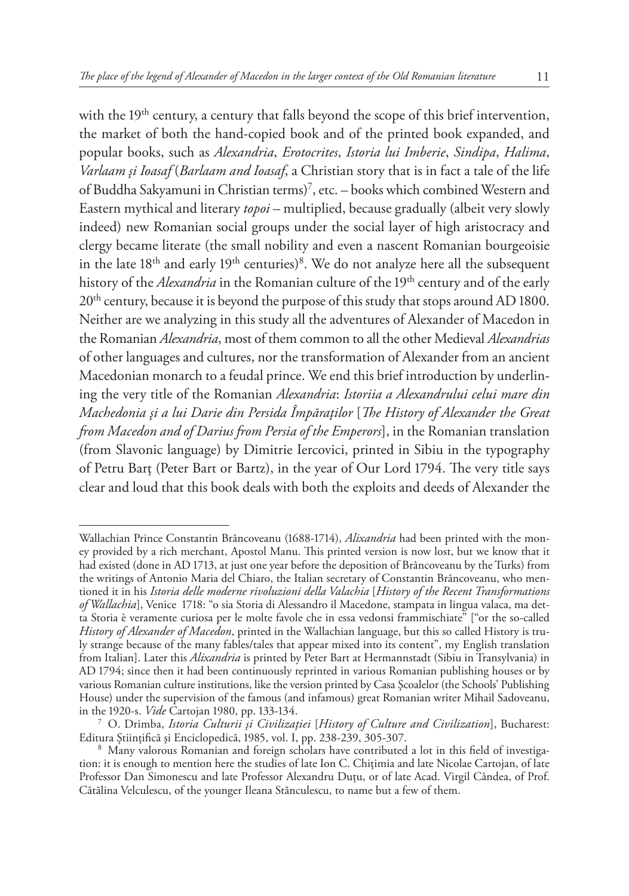with the 19th century, a century that falls beyond the scope of this brief intervention, the market of both the hand-copied book and of the printed book expanded, and popular books, such as *Alexandria*, *Erotocrites*, *Istoria lui Imberie*, *Sindipa*, *Halima*, *Varlaam şi Ioasaf* (*Barlaam and Ioasaf*, a Christian story that is in fact a tale of the life of Buddha Sakyamuni in Christian terms)[7], etc. – books which combined Western and Eastern mythical and literary *topoi* – multiplied, because gradually (albeit very slowly indeed) new Romanian social groups under the social layer of high aristocracy and clergy became literate (the small nobility and even a nascent Romanian bourgeoisie in the late 18th and early 19th centuries)[8]. We do not analyze here all the subsequent history of the *Alexandria* in the Romanian culture of the 19th century and of the early 20th century, because it is beyond the purpose of this study that stops around AD 1800. Neither are we analyzing in this study all the adventures of Alexander of Macedon in the Romanian *Alexandria*, most of them common to all the other Medieval *Alexandrias* of other languages and cultures, nor the transformation of Alexander from an ancient Macedonian monarch to a feudal prince. We end this brief introduction by underlining the very title of the Romanian *Alexandria*: *Istoriia a Alexandrului celui mare din Machedonia şi a lui Darie din Persida Împăraţilor* [*The History of Alexander the Great from Macedon and of Darius from Persia of the Emperors*], in the Romanian translation (from Slavonic language) by Dimitrie Iercovici, printed in Sibiu in the typography of Petru Barţ (Peter Bart or Bartz), in the year of Our Lord 1794. The very title says clear and loud that this book deals with both the exploits and deeds of Alexander the

---

Wallachian Prince Constantin Brâncoveanu (1688-1714), *Alixandria* had been printed with the money provided by a rich merchant, Apostol Manu. This printed version is now lost, but we know that it had existed (done in AD 1713, at just one year before the deposition of Brâncoveanu by the Turks) from the writings of Antonio Maria del Chiaro, the Italian secretary of Constantin Brâncoveanu, who mentioned it in his *Istoria delle moderne rivoluzioni della Valachia* [*History of the Recent Transformations of Wallachia*], Venice 1718: "o sia Storia di Alessandro il Macedone, stampata in lingua valaca, ma detta Storia è veramente curiosa per le molte favole che in essa vedonsi frammischiate" ["or the so-called *History of Alexander of Macedon*, printed in the Wallachian language, but this so called History is truly strange because of the many fables/tales that appear mixed into its content", my English translation from Italian]. Later this *Alixandria* is printed by Peter Bart at Hermannstadt (Sibiu in Transylvania) in AD 1794; since then it had been continuously reprinted in various Romanian publishing houses or by various Romanian culture institutions, like the version printed by Casa Şcoalelor (the Schools' Publishing House) under the supervision of the famous (and infamous) great Romanian writer Mihail Sadoveanu, in the 1920-s. *Vide* Cartojan 1980, pp. 133-134.

[7] O. Drimba, *Istoria Culturii şi Civilizaţiei* [*History of Culture and Civilization*], Bucharest: Editura Ştiinţifică şi Enciclopedică, 1985, vol. I, pp. 238-239, 305-307.

[8] Many valorous Romanian and foreign scholars have contributed a lot in this field of investigation: it is enough to mention here the studies of late Ion C. Chiţimia and late Nicolae Cartojan, of late Professor Dan Simonescu and late Professor Alexandru Duţu, or of late Acad. Virgil Cândea, of Prof. Cătălina Velculescu, of the younger Ileana Stănculescu, to name but a few of them.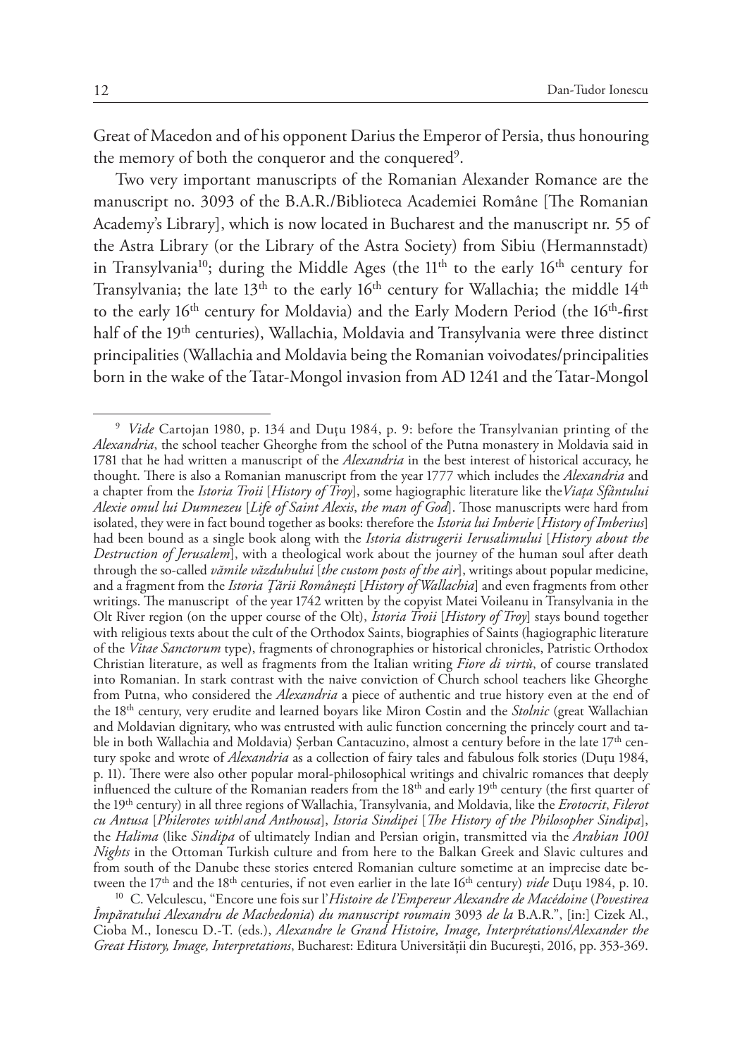Great of Macedon and of his opponent Darius the Emperor of Persia, thus honouring the memory of both the conqueror and the conquered[9].

Two very important manuscripts of the Romanian Alexander Romance are the manuscript no. 3093 of the B.A.R./Biblioteca Academiei Române [The Romanian Academy's Library], which is now located in Bucharest and the manuscript nr. 55 of the Astra Library (or the Library of the Astra Society) from Sibiu (Hermannstadt) in Transylvania[10]; during the Middle Ages (the 11th to the early 16th century for Transylvania; the late 13th to the early 16th century for Wallachia; the middle 14th to the early 16th century for Moldavia) and the Early Modern Period (the 16th-first half of the 19th centuries), Wallachia, Moldavia and Transylvania were three distinct principalities (Wallachia and Moldavia being the Romanian voivodates/principalities born in the wake of the Tatar-Mongol invasion from AD 1241 and the Tatar-Mongol

---

[9] *Vide* Cartojan 1980, p. 134 and Duțu 1984, p. 9: before the Transylvanian printing of the *Alexandria*, the school teacher Gheorghe from the school of the Putna monastery in Moldavia said in 1781 that he had written a manuscript of the *Alexandria* in the best interest of historical accuracy, he thought. There is also a Romanian manuscript from the year 1777 which includes the *Alexandria* and a chapter from the *Istoria Troii* [*History of Troy*], some hagiographic literature like the*Viața Sfântului Alexie omul lui Dumnezeu* [*Life of Saint Alexis*, *the man of God*]. Those manuscripts were hard from isolated, they were in fact bound together as books: therefore the *Istoria lui Imberie* [*History of Imberius*] had been bound as a single book along with the *Istoria distrugerii Ierusalimului* [*History about the Destruction of Jerusalem*], with a theological work about the journey of the human soul after death through the so-called *vămile văzduhului* [*the custom posts of the air*], writings about popular medicine, and a fragment from the *Istoria Țării Românești* [*History of Wallachia*] and even fragments from other writings. The manuscript of the year 1742 written by the copyist Matei Voileanu in Transylvania in the Olt River region (on the upper course of the Olt), *Istoria Troii* [*History of Troy*] stays bound together with religious texts about the cult of the Orthodox Saints, biographies of Saints (hagiographic literature of the *Vitae Sanctorum* type), fragments of chronographies or historical chronicles, Patristic Orthodox Christian literature, as well as fragments from the Italian writing *Fiore di virtù*, of course translated into Romanian. In stark contrast with the naive conviction of Church school teachers like Gheorghe from Putna, who considered the *Alexandria* a piece of authentic and true history even at the end of the 18th century, very erudite and learned boyars like Miron Costin and the *Stolnic* (great Wallachian and Moldavian dignitary, who was entrusted with aulic function concerning the princely court and table in both Wallachia and Moldavia) Șerban Cantacuzino, almost a century before in the late 17th century spoke and wrote of *Alexandria* as a collection of fairy tales and fabulous folk stories (Duțu 1984, p. 11). There were also other popular moral-philosophical writings and chivalric romances that deeply influenced the culture of the Romanian readers from the 18th and early 19th century (the first quarter of the 19th century) in all three regions of Wallachia, Transylvania, and Moldavia, like the *Erotocrit*, *Filerot cu Antusa* [*Philerotes with/and Anthousa*], *Istoria Sindipei* [*The History of the Philosopher Sindipa*], the *Halima* (like *Sindipa* of ultimately Indian and Persian origin, transmitted via the *Arabian 1001 Nights* in the Ottoman Turkish culture and from here to the Balkan Greek and Slavic cultures and from south of the Danube these stories entered Romanian culture sometime at an imprecise date between the 17th and the 18th centuries, if not even earlier in the late 16th century) *vide* Duțu 1984, p. 10.

[10] C. Velculescu, "Encore une fois sur l'*Histoire de l'Empereur Alexandre de Macédoine* (*Povestirea Împăratului Alexandru de Machedonia*) *du manuscript roumain* 3093 *de la* B.A.R.", [in:] Cizek Al., Cioba M., Ionescu D.-T. (eds.), *Alexandre le Grand Histoire, Image, Interprétations/Alexander the Great History, Image, Interpretations*, Bucharest: Editura Universității din Bucureşti, 2016, pp. 353-369.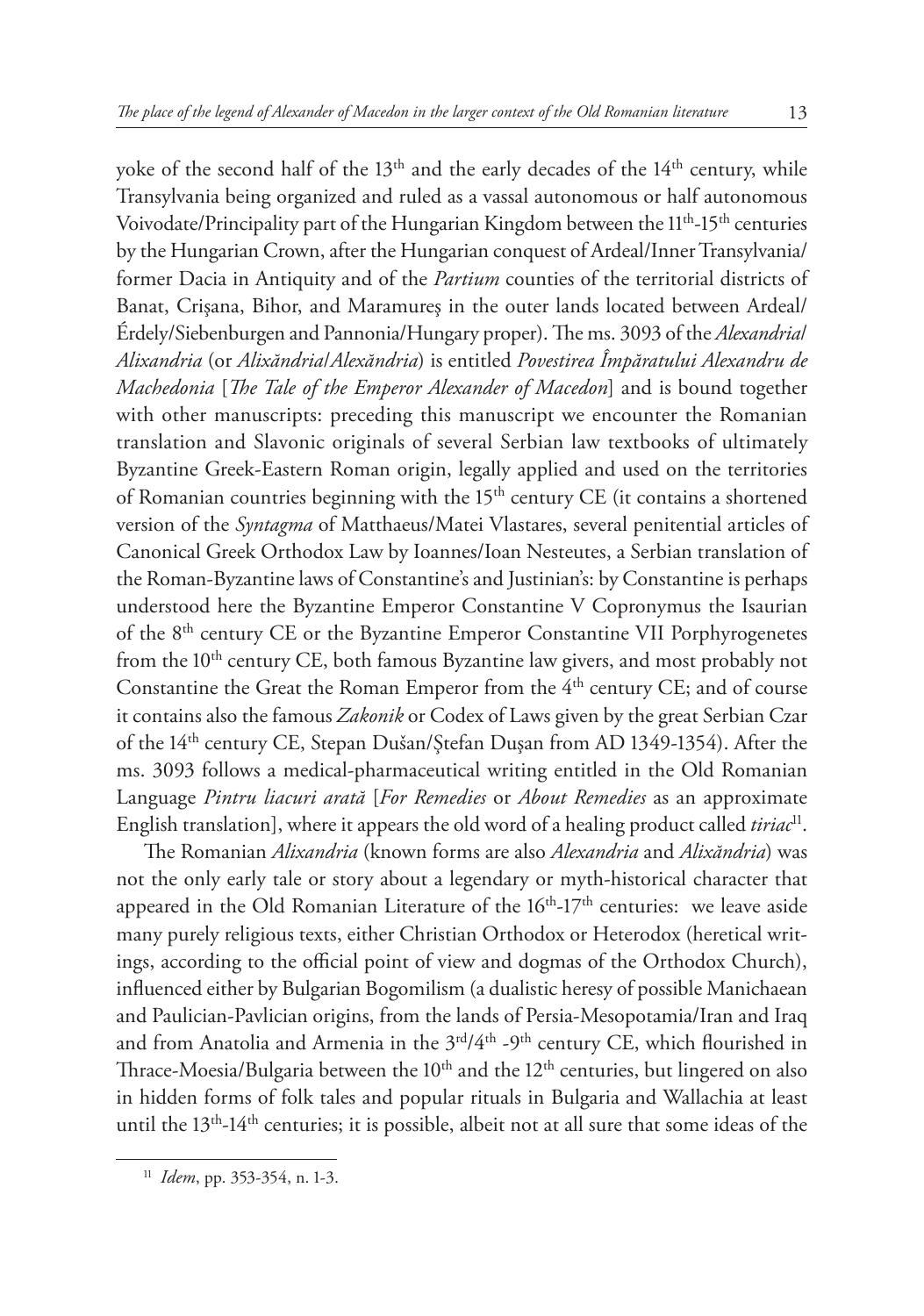yoke of the second half of the 13th and the early decades of the 14th century, while Transylvania being organized and ruled as a vassal autonomous or half autonomous Voivodate/Principality part of the Hungarian Kingdom between the 11th-15th centuries by the Hungarian Crown, after the Hungarian conquest of Ardeal/Inner Transylvania/former Dacia in Antiquity and of the *Partium* counties of the territorial districts of Banat, Crişana, Bihor, and Maramureş in the outer lands located between Ardeal/Érdely/Siebenburgen and Pannonia/Hungary proper). The ms. 3093 of the *Alexandria/Alixandria* (or *Alixăndria/Alexăndria*) is entitled *Povestirea Împăratului Alexandru de Machedonia* [*The Tale of the Emperor Alexander of Macedon*] and is bound together with other manuscripts: preceding this manuscript we encounter the Romanian translation and Slavonic originals of several Serbian law textbooks of ultimately Byzantine Greek-Eastern Roman origin, legally applied and used on the territories of Romanian countries beginning with the 15th century CE (it contains a shortened version of the *Syntagma* of Matthaeus/Matei Vlastares, several penitential articles of Canonical Greek Orthodox Law by Ioannes/Ioan Nesteutes, a Serbian translation of the Roman-Byzantine laws of Constantine's and Justinian's: by Constantine is perhaps understood here the Byzantine Emperor Constantine V Copronymus the Isaurian of the 8th century CE or the Byzantine Emperor Constantine VII Porphyrogenetes from the 10th century CE, both famous Byzantine law givers, and most probably not Constantine the Great the Roman Emperor from the 4th century CE; and of course it contains also the famous *Zakonik* or Codex of Laws given by the great Serbian Czar of the 14th century CE, Stepan Dušan/Ştefan Duşan from AD 1349-1354). After the ms. 3093 follows a medical-pharmaceutical writing entitled in the Old Romanian Language *Pintru liacuri arată* [*For Remedies* or *About Remedies* as an approximate English translation], where it appears the old word of a healing product called *tiriac*[11].

The Romanian *Alixandria* (known forms are also *Alexandria* and *Alixăndria*) was not the only early tale or story about a legendary or myth-historical character that appeared in the Old Romanian Literature of the 16th-17th centuries: we leave aside many purely religious texts, either Christian Orthodox or Heterodox (heretical writings, according to the official point of view and dogmas of the Orthodox Church), influenced either by Bulgarian Bogomilism (a dualistic heresy of possible Manichaean and Paulician-Pavlician origins, from the lands of Persia-Mesopotamia/Iran and Iraq and from Anatolia and Armenia in the 3rd/4th -9th century CE, which flourished in Thrace-Moesia/Bulgaria between the 10th and the 12th centuries, but lingered on also in hidden forms of folk tales and popular rituals in Bulgaria and Wallachia at least until the 13th-14th centuries; it is possible, albeit not at all sure that some ideas of the

[11] *Idem*, pp. 353-354, n. 1-3.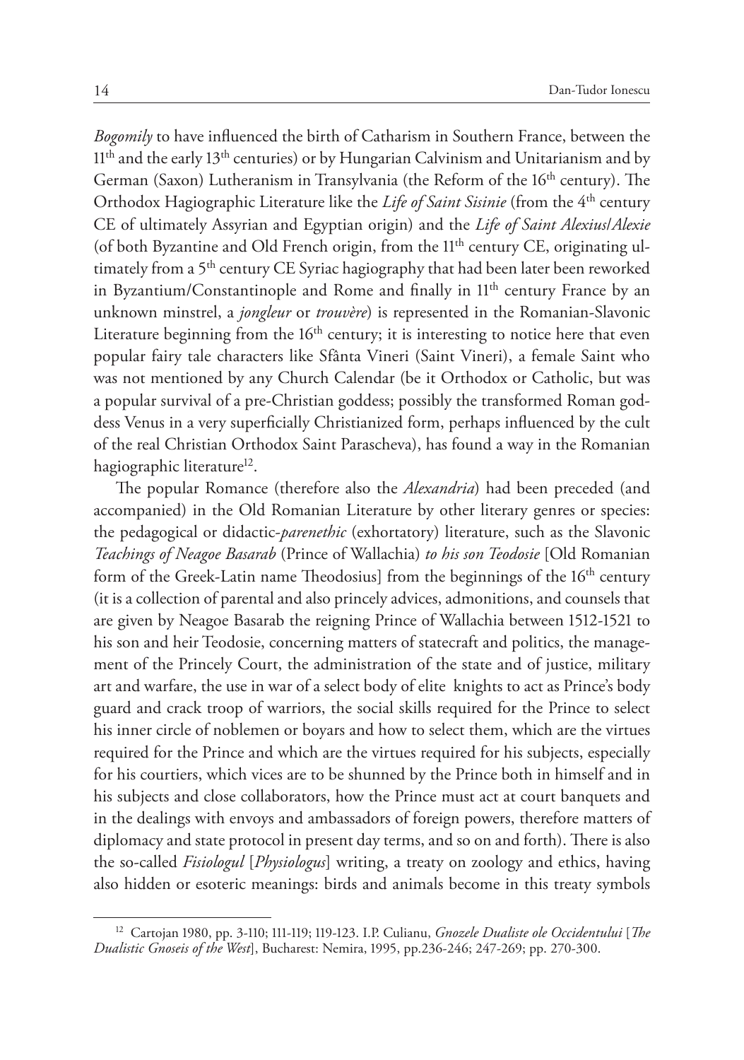*Bogomily* to have influenced the birth of Catharism in Southern France, between the 11th and the early 13th centuries) or by Hungarian Calvinism and Unitarianism and by German (Saxon) Lutheranism in Transylvania (the Reform of the 16th century). The Orthodox Hagiographic Literature like the *Life of Saint Sisinie* (from the 4th century CE of ultimately Assyrian and Egyptian origin) and the *Life of Saint Alexius/Alexie* (of both Byzantine and Old French origin, from the 11th century CE, originating ultimately from a 5th century CE Syriac hagiography that had been later been reworked in Byzantium/Constantinople and Rome and finally in 11th century France by an unknown minstrel, a *jongleur* or *trouvère*) is represented in the Romanian-Slavonic Literature beginning from the 16th century; it is interesting to notice here that even popular fairy tale characters like Sfânta Vineri (Saint Vineri), a female Saint who was not mentioned by any Church Calendar (be it Orthodox or Catholic, but was a popular survival of a pre-Christian goddess; possibly the transformed Roman goddess Venus in a very superficially Christianized form, perhaps influenced by the cult of the real Christian Orthodox Saint Parascheva), has found a way in the Romanian hagiographic literature[12].

The popular Romance (therefore also the *Alexandria*) had been preceded (and accompanied) in the Old Romanian Literature by other literary genres or species: the pedagogical or didactic-*parenethic* (exhortatory) literature, such as the Slavonic *Teachings of Neagoe Basarab* (Prince of Wallachia) *to his son Teodosie* [Old Romanian form of the Greek-Latin name Theodosius] from the beginnings of the 16th century (it is a collection of parental and also princely advices, admonitions, and counsels that are given by Neagoe Basarab the reigning Prince of Wallachia between 1512-1521 to his son and heir Teodosie, concerning matters of statecraft and politics, the management of the Princely Court, the administration of the state and of justice, military art and warfare, the use in war of a select body of elite knights to act as Prince's body guard and crack troop of warriors, the social skills required for the Prince to select his inner circle of noblemen or boyars and how to select them, which are the virtues required for the Prince and which are the virtues required for his subjects, especially for his courtiers, which vices are to be shunned by the Prince both in himself and in his subjects and close collaborators, how the Prince must act at court banquets and in the dealings with envoys and ambassadors of foreign powers, therefore matters of diplomacy and state protocol in present day terms, and so on and forth). There is also the so-called *Fisiologul* [*Physiologus*] writing, a treaty on zoology and ethics, having also hidden or esoteric meanings: birds and animals become in this treaty symbols

[12] Cartojan 1980, pp. 3-110; 111-119; 119-123. I.P. Culianu, *Gnozele Dualiste ole Occidentului* [*The Dualistic Gnoseis of the West*], Bucharest: Nemira, 1995, pp.236-246; 247-269; pp. 270-300.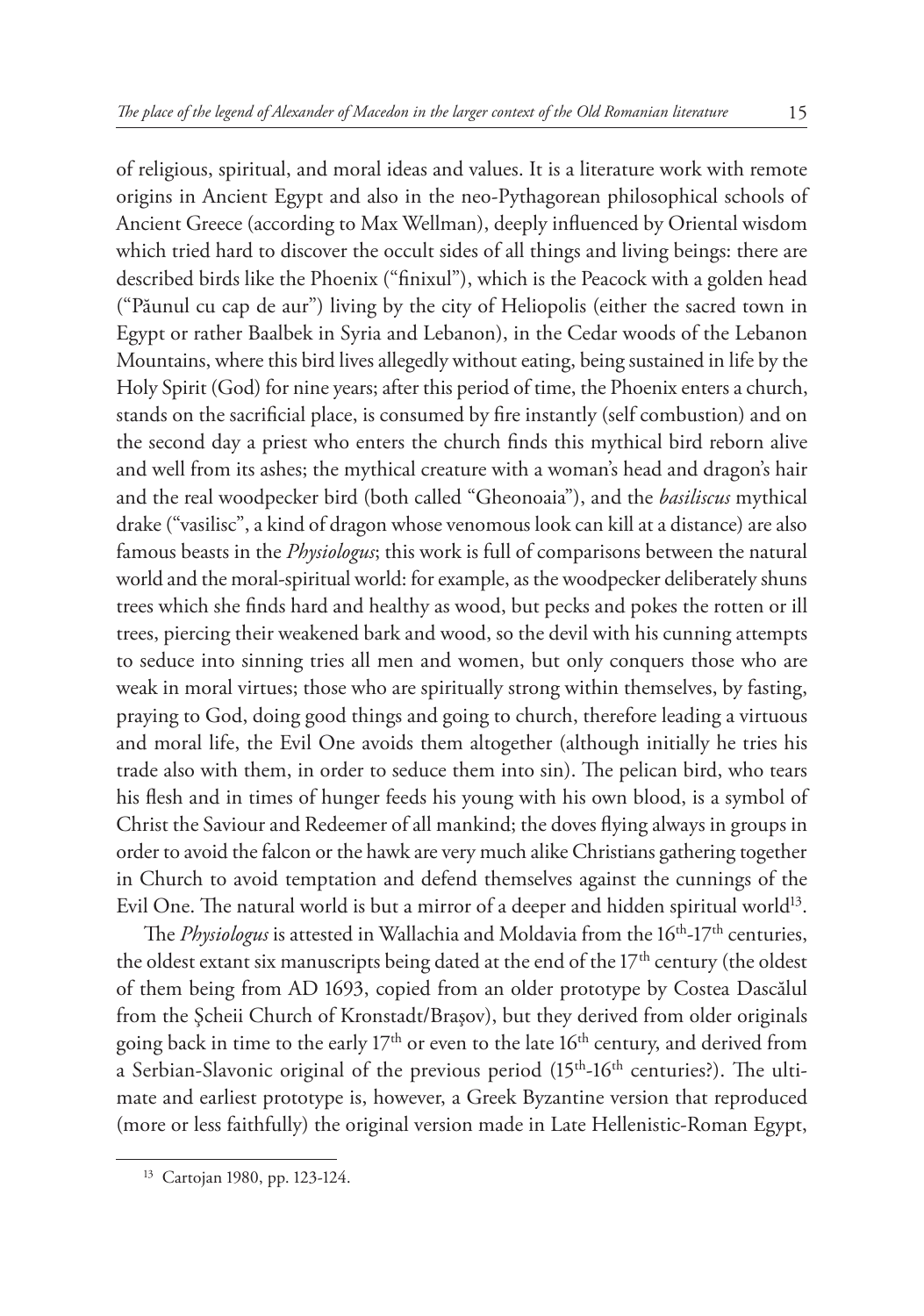of religious, spiritual, and moral ideas and values. It is a literature work with remote origins in Ancient Egypt and also in the neo-Pythagorean philosophical schools of Ancient Greece (according to Max Wellman), deeply influenced by Oriental wisdom which tried hard to discover the occult sides of all things and living beings: there are described birds like the Phoenix ("finixul"), which is the Peacock with a golden head ("Păunul cu cap de aur") living by the city of Heliopolis (either the sacred town in Egypt or rather Baalbek in Syria and Lebanon), in the Cedar woods of the Lebanon Mountains, where this bird lives allegedly without eating, being sustained in life by the Holy Spirit (God) for nine years; after this period of time, the Phoenix enters a church, stands on the sacrificial place, is consumed by fire instantly (self combustion) and on the second day a priest who enters the church finds this mythical bird reborn alive and well from its ashes; the mythical creature with a woman's head and dragon's hair and the real woodpecker bird (both called "Gheonoaia"), and the *basiliscus* mythical drake ("vasilisc", a kind of dragon whose venomous look can kill at a distance) are also famous beasts in the *Physiologus*; this work is full of comparisons between the natural world and the moral-spiritual world: for example, as the woodpecker deliberately shuns trees which she finds hard and healthy as wood, but pecks and pokes the rotten or ill trees, piercing their weakened bark and wood, so the devil with his cunning attempts to seduce into sinning tries all men and women, but only conquers those who are weak in moral virtues; those who are spiritually strong within themselves, by fasting, praying to God, doing good things and going to church, therefore leading a virtuous and moral life, the Evil One avoids them altogether (although initially he tries his trade also with them, in order to seduce them into sin). The pelican bird, who tears his flesh and in times of hunger feeds his young with his own blood, is a symbol of Christ the Saviour and Redeemer of all mankind; the doves flying always in groups in order to avoid the falcon or the hawk are very much alike Christians gathering together in Church to avoid temptation and defend themselves against the cunnings of the Evil One. The natural world is but a mirror of a deeper and hidden spiritual world[13].

The *Physiologus* is attested in Wallachia and Moldavia from the 16th-17th centuries, the oldest extant six manuscripts being dated at the end of the 17th century (the oldest of them being from AD 1693, copied from an older prototype by Costea Dascălul from the Şcheii Church of Kronstadt/Braşov), but they derived from older originals going back in time to the early 17th or even to the late 16th century, and derived from a Serbian-Slavonic original of the previous period (15th-16th centuries?). The ultimate and earliest prototype is, however, a Greek Byzantine version that reproduced (more or less faithfully) the original version made in Late Hellenistic-Roman Egypt,

[13] Cartojan 1980, pp. 123-124.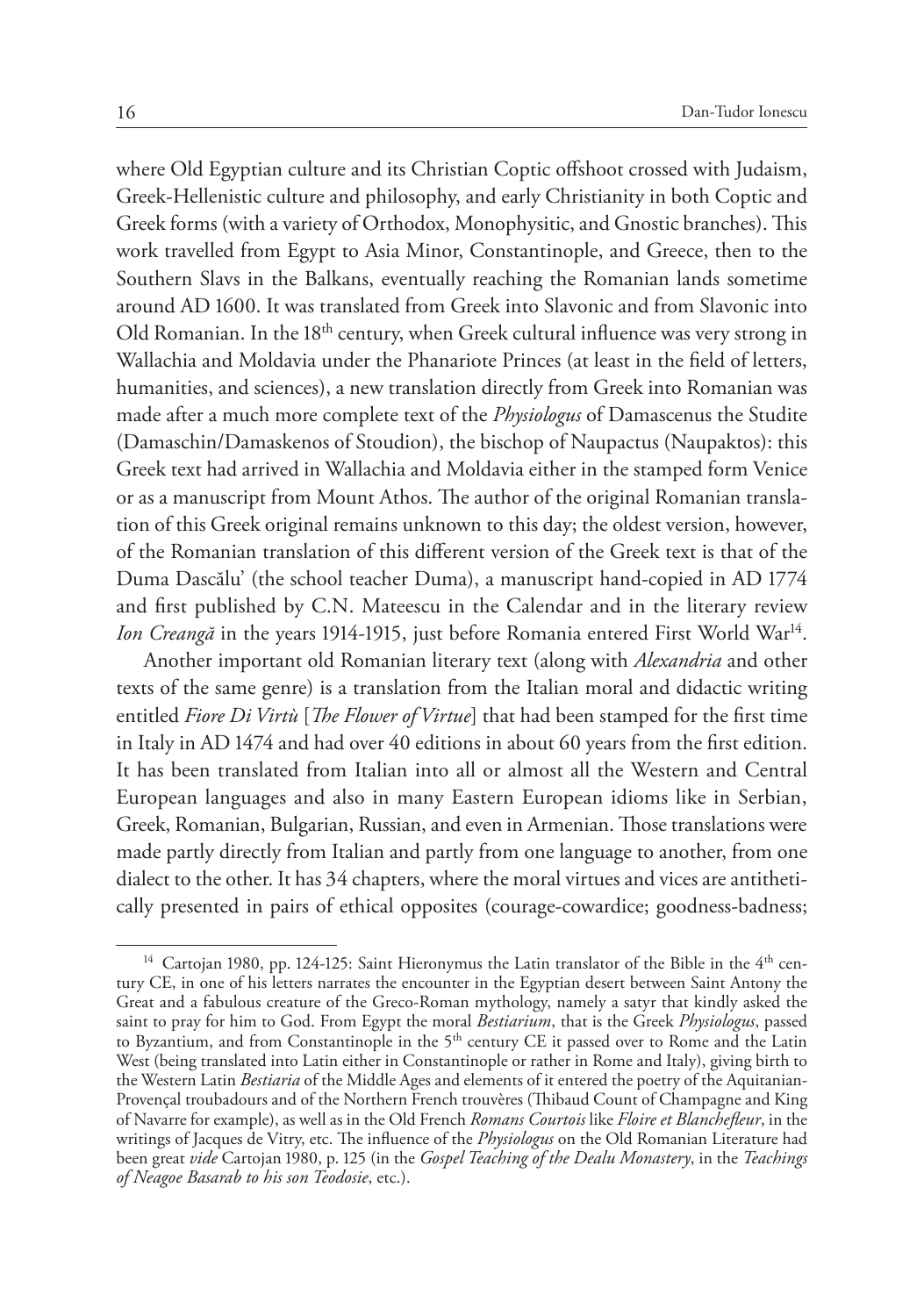where Old Egyptian culture and its Christian Coptic offshoot crossed with Judaism, Greek-Hellenistic culture and philosophy, and early Christianity in both Coptic and Greek forms (with a variety of Orthodox, Monophysitic, and Gnostic branches). This work travelled from Egypt to Asia Minor, Constantinople, and Greece, then to the Southern Slavs in the Balkans, eventually reaching the Romanian lands sometime around AD 1600. It was translated from Greek into Slavonic and from Slavonic into Old Romanian. In the 18th century, when Greek cultural influence was very strong in Wallachia and Moldavia under the Phanariote Princes (at least in the field of letters, humanities, and sciences), a new translation directly from Greek into Romanian was made after a much more complete text of the *Physiologus* of Damascenus the Studite (Damaschin/Damaskenos of Stoudion), the bischop of Naupactus (Naupaktos): this Greek text had arrived in Wallachia and Moldavia either in the stamped form Venice or as a manuscript from Mount Athos. The author of the original Romanian translation of this Greek original remains unknown to this day; the oldest version, however, of the Romanian translation of this different version of the Greek text is that of the Duma Dascălu' (the school teacher Duma), a manuscript hand-copied in AD 1774 and first published by C.N. Mateescu in the Calendar and in the literary review *Ion Creangă* in the years 1914-1915, just before Romania entered First World War[14].

Another important old Romanian literary text (along with *Alexandria* and other texts of the same genre) is a translation from the Italian moral and didactic writing entitled *Fiore Di Virtù* [*The Flower of Virtue*] that had been stamped for the first time in Italy in AD 1474 and had over 40 editions in about 60 years from the first edition. It has been translated from Italian into all or almost all the Western and Central European languages and also in many Eastern European idioms like in Serbian, Greek, Romanian, Bulgarian, Russian, and even in Armenian. Those translations were made partly directly from Italian and partly from one language to another, from one dialect to the other. It has 34 chapters, where the moral virtues and vices are antithetically presented in pairs of ethical opposites (courage-cowardice; goodness-badness;

---

[14] Cartojan 1980, pp. 124-125: Saint Hieronymus the Latin translator of the Bible in the 4th century CE, in one of his letters narrates the encounter in the Egyptian desert between Saint Antony the Great and a fabulous creature of the Greco-Roman mythology, namely a satyr that kindly asked the saint to pray for him to God. From Egypt the moral *Bestiarium*, that is the Greek *Physiologus*, passed to Byzantium, and from Constantinople in the 5th century CE it passed over to Rome and the Latin West (being translated into Latin either in Constantinople or rather in Rome and Italy), giving birth to the Western Latin *Bestiaria* of the Middle Ages and elements of it entered the poetry of the Aquitanian-Provençal troubadours and of the Northern French trouvères (Thibaud Count of Champagne and King of Navarre for example), as well as in the Old French *Romans Courtois* like *Floire et Blanchefleur*, in the writings of Jacques de Vitry, etc. The influence of the *Physiologus* on the Old Romanian Literature had been great *vide* Cartojan 1980, p. 125 (in the *Gospel Teaching of the Dealu Monastery*, in the *Teachings of Neagoe Basarab to his son Teodosie*, etc.).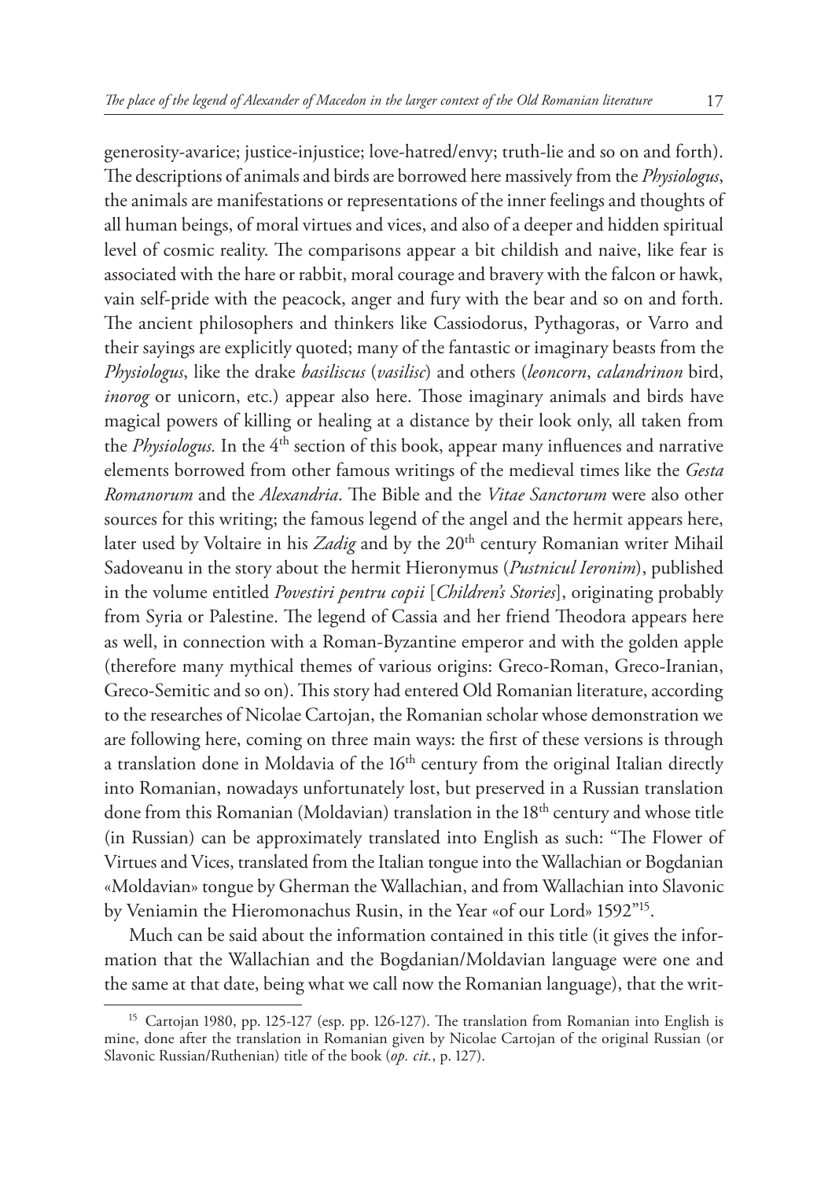generosity-avarice; justice-injustice; love-hatred/envy; truth-lie and so on and forth). The descriptions of animals and birds are borrowed here massively from the *Physiologus*, the animals are manifestations or representations of the inner feelings and thoughts of all human beings, of moral virtues and vices, and also of a deeper and hidden spiritual level of cosmic reality. The comparisons appear a bit childish and naive, like fear is associated with the hare or rabbit, moral courage and bravery with the falcon or hawk, vain self-pride with the peacock, anger and fury with the bear and so on and forth. The ancient philosophers and thinkers like Cassiodorus, Pythagoras, or Varro and their sayings are explicitly quoted; many of the fantastic or imaginary beasts from the *Physiologus*, like the drake *basiliscus* (*vasilisc*) and others (*leoncorn*, *calandrinon* bird, *inorog* or unicorn, etc.) appear also here. Those imaginary animals and birds have magical powers of killing or healing at a distance by their look only, all taken from the *Physiologus.* In the 4th section of this book, appear many influences and narrative elements borrowed from other famous writings of the medieval times like the *Gesta Romanorum* and the *Alexandria*. The Bible and the *Vitae Sanctorum* were also other sources for this writing; the famous legend of the angel and the hermit appears here, later used by Voltaire in his *Zadig* and by the 20th century Romanian writer Mihail Sadoveanu in the story about the hermit Hieronymus (*Pustnicul Ieronim*), published in the volume entitled *Povestiri pentru copii* [*Children's Stories*], originating probably from Syria or Palestine. The legend of Cassia and her friend Theodora appears here as well, in connection with a Roman-Byzantine emperor and with the golden apple (therefore many mythical themes of various origins: Greco-Roman, Greco-Iranian, Greco-Semitic and so on). This story had entered Old Romanian literature, according to the researches of Nicolae Cartojan, the Romanian scholar whose demonstration we are following here, coming on three main ways: the first of these versions is through a translation done in Moldavia of the 16th century from the original Italian directly into Romanian, nowadays unfortunately lost, but preserved in a Russian translation done from this Romanian (Moldavian) translation in the 18th century and whose title (in Russian) can be approximately translated into English as such: "The Flower of Virtues and Vices, translated from the Italian tongue into the Wallachian or Bogdanian «Moldavian» tongue by Gherman the Wallachian, and from Wallachian into Slavonic by Veniamin the Hieromonachus Rusin, in the Year «of our Lord» 1592"[15].

Much can be said about the information contained in this title (it gives the information that the Wallachian and the Bogdanian/Moldavian language were one and the same at that date, being what we call now the Romanian language), that the writ-

---

[15] Cartojan 1980, pp. 125-127 (esp. pp. 126-127). The translation from Romanian into English is mine, done after the translation in Romanian given by Nicolae Cartojan of the original Russian (or Slavonic Russian/Ruthenian) title of the book (*op. cit.*, p. 127).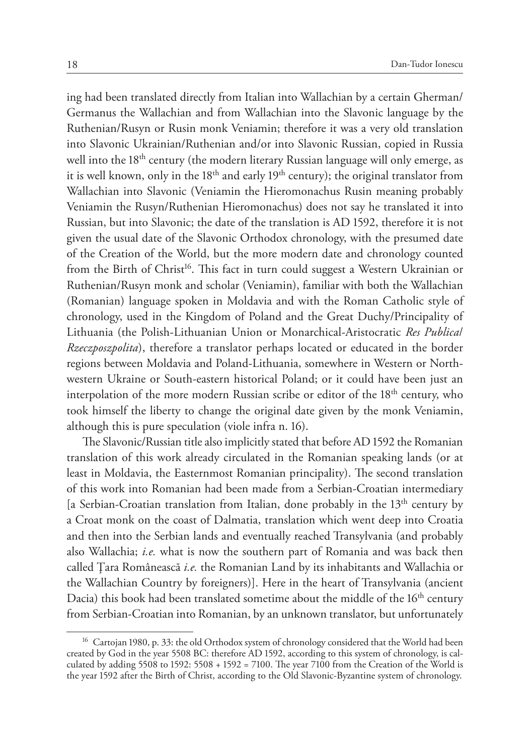ing had been translated directly from Italian into Wallachian by a certain Gherman/ Germanus the Wallachian and from Wallachian into the Slavonic language by the Ruthenian/Rusyn or Rusin monk Veniamin; therefore it was a very old translation into Slavonic Ukrainian/Ruthenian and/or into Slavonic Russian, copied in Russia well into the 18th century (the modern literary Russian language will only emerge, as it is well known, only in the 18th and early 19th century); the original translator from Wallachian into Slavonic (Veniamin the Hieromonachus Rusin meaning probably Veniamin the Rusyn/Ruthenian Hieromonachus) does not say he translated it into Russian, but into Slavonic; the date of the translation is AD 1592, therefore it is not given the usual date of the Slavonic Orthodox chronology, with the presumed date of the Creation of the World, but the more modern date and chronology counted from the Birth of Christ[16]. This fact in turn could suggest a Western Ukrainian or Ruthenian/Rusyn monk and scholar (Veniamin), familiar with both the Wallachian (Romanian) language spoken in Moldavia and with the Roman Catholic style of chronology, used in the Kingdom of Poland and the Great Duchy/Principality of Lithuania (the Polish-Lithuanian Union or Monarchical-Aristocratic *Res Publica/ Rzeczposzpolita*), therefore a translator perhaps located or educated in the border regions between Moldavia and Poland-Lithuania, somewhere in Western or North-western Ukraine or South-eastern historical Poland; or it could have been just an interpolation of the more modern Russian scribe or editor of the 18th century, who took himself the liberty to change the original date given by the monk Veniamin, although this is pure speculation (viole infra n. 16).

The Slavonic/Russian title also implicitly stated that before AD 1592 the Romanian translation of this work already circulated in the Romanian speaking lands (or at least in Moldavia, the Easternmost Romanian principality). The second translation of this work into Romanian had been made from a Serbian-Croatian intermediary [a Serbian-Croatian translation from Italian, done probably in the 13th century by a Croat monk on the coast of Dalmatia, translation which went deep into Croatia and then into the Serbian lands and eventually reached Transylvania (and probably also Wallachia; *i.e.* what is now the southern part of Romania and was back then called Țara Românească *i.e.* the Romanian Land by its inhabitants and Wallachia or the Wallachian Country by foreigners)]. Here in the heart of Transylvania (ancient Dacia) this book had been translated sometime about the middle of the 16th century from Serbian-Croatian into Romanian, by an unknown translator, but unfortunately

[16] Cartojan 1980, p. 33: the old Orthodox system of chronology considered that the World had been created by God in the year 5508 BC: therefore AD 1592, according to this system of chronology, is calculated by adding 5508 to 1592: 5508 + 1592 = 7100. The year 7100 from the Creation of the World is the year 1592 after the Birth of Christ, according to the Old Slavonic-Byzantine system of chronology.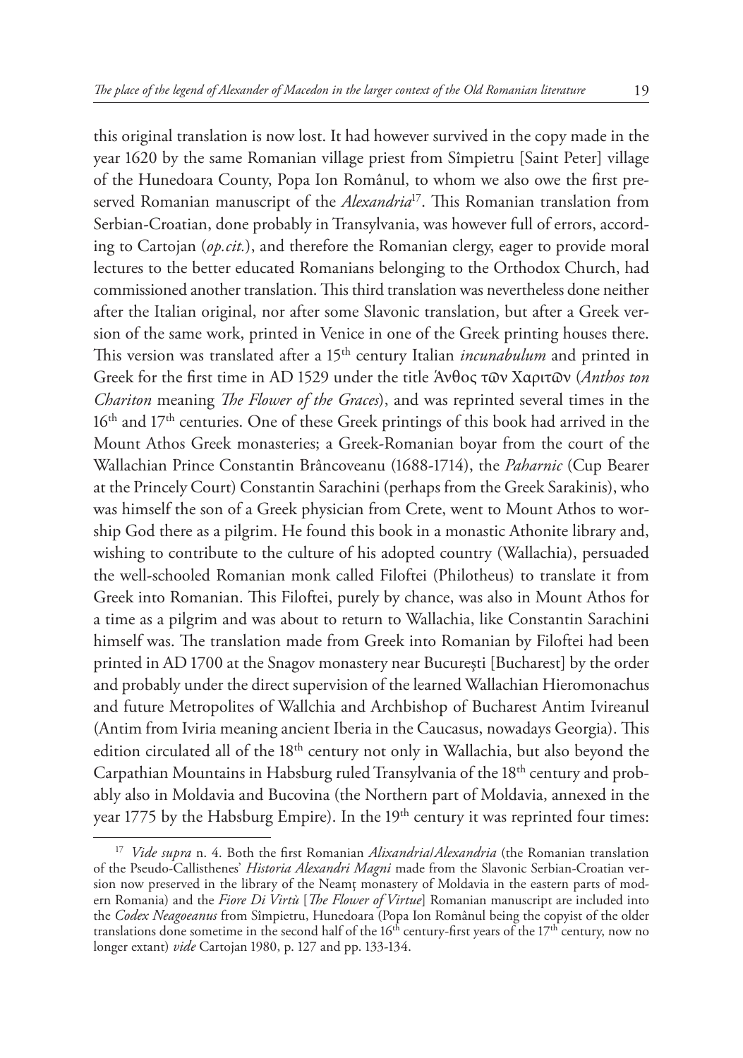this original translation is now lost. It had however survived in the copy made in the year 1620 by the same Romanian village priest from Sîmpietru [Saint Peter] village of the Hunedoara County, Popa Ion Românul, to whom we also owe the first preserved Romanian manuscript of the *Alexandria*[17]. This Romanian translation from Serbian-Croatian, done probably in Transylvania, was however full of errors, according to Cartojan (*op.cit.*), and therefore the Romanian clergy, eager to provide moral lectures to the better educated Romanians belonging to the Orthodox Church, had commissioned another translation. This third translation was nevertheless done neither after the Italian original, nor after some Slavonic translation, but after a Greek version of the same work, printed in Venice in one of the Greek printing houses there. This version was translated after a 15[th] century Italian *incunabulum* and printed in Greek for the first time in AD 1529 under the title Ἄνθος τῶν Χαριτῶν (*Anthos ton Chariton* meaning *The Flower of the Graces*), and was reprinted several times in the 16[th] and 17[th] centuries. One of these Greek printings of this book had arrived in the Mount Athos Greek monasteries; a Greek-Romanian boyar from the court of the Wallachian Prince Constantin Brâncoveanu (1688-1714), the *Paharnic* (Cup Bearer at the Princely Court) Constantin Sarachini (perhaps from the Greek Sarakinis), who was himself the son of a Greek physician from Crete, went to Mount Athos to worship God there as a pilgrim. He found this book in a monastic Athonite library and, wishing to contribute to the culture of his adopted country (Wallachia), persuaded the well-schooled Romanian monk called Filoftei (Philotheus) to translate it from Greek into Romanian. This Filoftei, purely by chance, was also in Mount Athos for a time as a pilgrim and was about to return to Wallachia, like Constantin Sarachini himself was. The translation made from Greek into Romanian by Filoftei had been printed in AD 1700 at the Snagov monastery near Bucureşti [Bucharest] by the order and probably under the direct supervision of the learned Wallachian Hieromonachus and future Metropolites of Wallchia and Archbishop of Bucharest Antim Ivireanul (Antim from Iviria meaning ancient Iberia in the Caucasus, nowadays Georgia). This edition circulated all of the 18[th] century not only in Wallachia, but also beyond the Carpathian Mountains in Habsburg ruled Transylvania of the 18[th] century and probably also in Moldavia and Bucovina (the Northern part of Moldavia, annexed in the year 1775 by the Habsburg Empire). In the 19[th] century it was reprinted four times:

---

[17] *Vide supra* n. 4. Both the first Romanian *Alixandria*/*Alexandria* (the Romanian translation of the Pseudo-Callisthenes' *Historia Alexandri Magni* made from the Slavonic Serbian-Croatian version now preserved in the library of the Neamţ monastery of Moldavia in the eastern parts of modern Romania) and the *Fiore Di Virtù* [*The Flower of Virtue*] Romanian manuscript are included into the *Codex Neagoeanus* from Sîmpietru, Hunedoara (Popa Ion Românul being the copyist of the older translations done sometime in the second half of the 16[th] century-first years of the 17[th] century, now no longer extant) *vide* Cartojan 1980, p. 127 and pp. 133-134.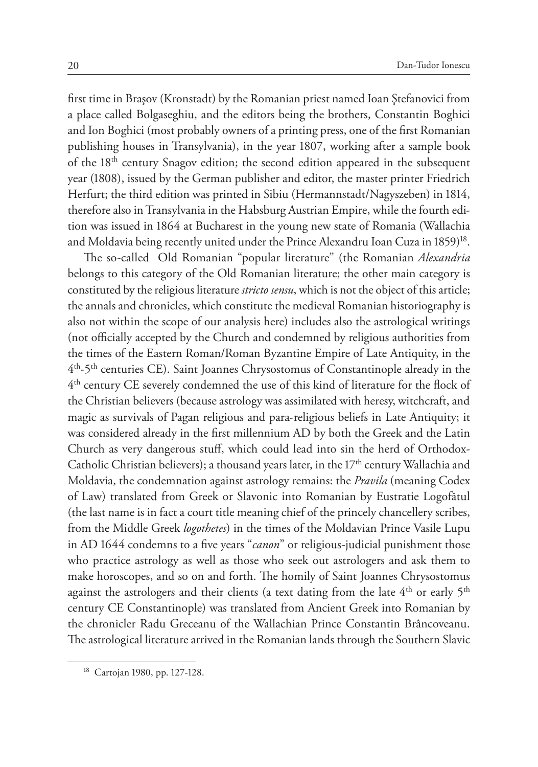first time in Braşov (Kronstadt) by the Romanian priest named Ioan Ştefanovici from a place called Bolgaseghiu, and the editors being the brothers, Constantin Boghici and Ion Boghici (most probably owners of a printing press, one of the first Romanian publishing houses in Transylvania), in the year 1807, working after a sample book of the 18th century Snagov edition; the second edition appeared in the subsequent year (1808), issued by the German publisher and editor, the master printer Friedrich Herfurt; the third edition was printed in Sibiu (Hermannstadt/Nagyszeben) in 1814, therefore also in Transylvania in the Habsburg Austrian Empire, while the fourth edition was issued in 1864 at Bucharest in the young new state of Romania (Wallachia and Moldavia being recently united under the Prince Alexandru Ioan Cuza in 1859)[18].

The so-called Old Romanian "popular literature" (the Romanian *Alexandria* belongs to this category of the Old Romanian literature; the other main category is constituted by the religious literature *stricto sensu*, which is not the object of this article; the annals and chronicles, which constitute the medieval Romanian historiography is also not within the scope of our analysis here) includes also the astrological writings (not officially accepted by the Church and condemned by religious authorities from the times of the Eastern Roman/Roman Byzantine Empire of Late Antiquity, in the 4th-5th centuries CE). Saint Joannes Chrysostomus of Constantinople already in the 4th century CE severely condemned the use of this kind of literature for the flock of the Christian believers (because astrology was assimilated with heresy, witchcraft, and magic as survivals of Pagan religious and para-religious beliefs in Late Antiquity; it was considered already in the first millennium AD by both the Greek and the Latin Church as very dangerous stuff, which could lead into sin the herd of Orthodox-Catholic Christian believers); a thousand years later, in the 17th century Wallachia and Moldavia, the condemnation against astrology remains: the *Pravila* (meaning Codex of Law) translated from Greek or Slavonic into Romanian by Eustratie Logofătul (the last name is in fact a court title meaning chief of the princely chancellery scribes, from the Middle Greek *logothetes*) in the times of the Moldavian Prince Vasile Lupu in AD 1644 condemns to a five years "*canon*" or religious-judicial punishment those who practice astrology as well as those who seek out astrologers and ask them to make horoscopes, and so on and forth. The homily of Saint Joannes Chrysostomus against the astrologers and their clients (a text dating from the late 4th or early 5th century CE Constantinople) was translated from Ancient Greek into Romanian by the chronicler Radu Greceanu of the Wallachian Prince Constantin Brâncoveanu. The astrological literature arrived in the Romanian lands through the Southern Slavic

[18] Cartojan 1980, pp. 127-128.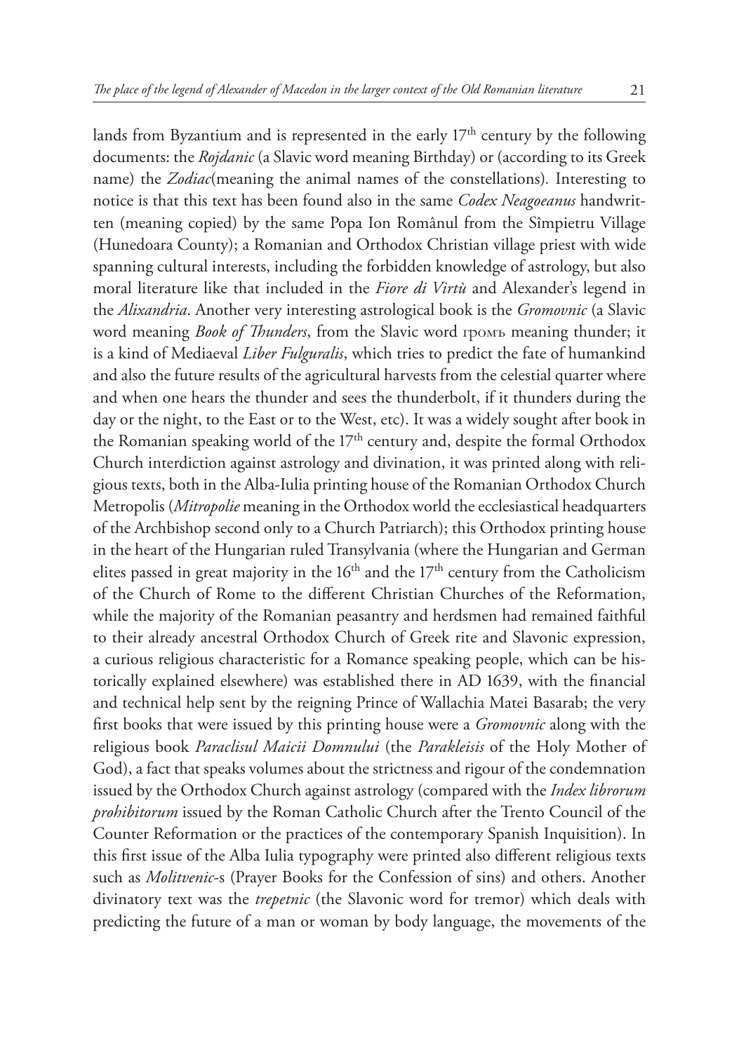lands from Byzantium and is represented in the early 17th century by the following documents: the *Rojdanic* (a Slavic word meaning Birthday) or (according to its Greek name) the *Zodiac*(meaning the animal names of the constellations). Interesting to notice is that this text has been found also in the same *Codex Neagoeanus* handwritten (meaning copied) by the same Popa Ion Românul from the Sîmpietru Village (Hunedoara County); a Romanian and Orthodox Christian village priest with wide spanning cultural interests, including the forbidden knowledge of astrology, but also moral literature like that included in the *Fiore di Virtù* and Alexander's legend in the *Alixandria*. Another very interesting astrological book is the *Gromovnic* (a Slavic word meaning *Book of Thunders*, from the Slavic word громъ meaning thunder; it is a kind of Mediaeval *Liber Fulguralis*, which tries to predict the fate of humankind and also the future results of the agricultural harvests from the celestial quarter where and when one hears the thunder and sees the thunderbolt, if it thunders during the day or the night, to the East or to the West, etc). It was a widely sought after book in the Romanian speaking world of the 17th century and, despite the formal Orthodox Church interdiction against astrology and divination, it was printed along with religious texts, both in the Alba-Iulia printing house of the Romanian Orthodox Church Metropolis (*Mitropolie* meaning in the Orthodox world the ecclesiastical headquarters of the Archbishop second only to a Church Patriarch); this Orthodox printing house in the heart of the Hungarian ruled Transylvania (where the Hungarian and German elites passed in great majority in the 16th and the 17th century from the Catholicism of the Church of Rome to the different Christian Churches of the Reformation, while the majority of the Romanian peasantry and herdsmen had remained faithful to their already ancestral Orthodox Church of Greek rite and Slavonic expression, a curious religious characteristic for a Romance speaking people, which can be historically explained elsewhere) was established there in AD 1639, with the financial and technical help sent by the reigning Prince of Wallachia Matei Basarab; the very first books that were issued by this printing house were a *Gromovnic* along with the religious book *Paraclisul Maicii Domnului* (the *Parakleisis* of the Holy Mother of God), a fact that speaks volumes about the strictness and rigour of the condemnation issued by the Orthodox Church against astrology (compared with the *Index librorum prohibitorum* issued by the Roman Catholic Church after the Trento Council of the Counter Reformation or the practices of the contemporary Spanish Inquisition). In this first issue of the Alba Iulia typography were printed also different religious texts such as *Molitvenic*-s (Prayer Books for the Confession of sins) and others. Another divinatory text was the *trepetnic* (the Slavonic word for tremor) which deals with predicting the future of a man or woman by body language, the movements of the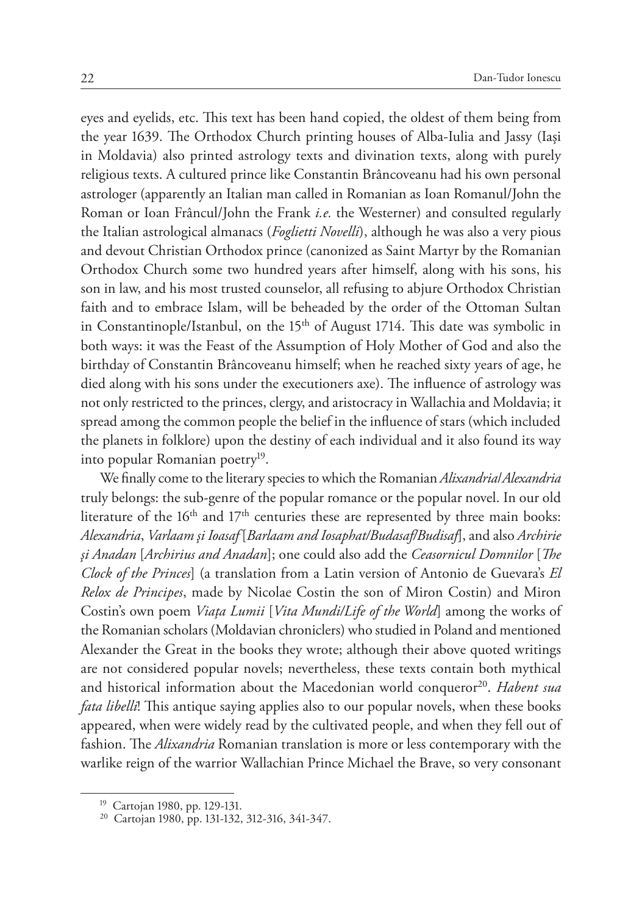eyes and eyelids, etc. This text has been hand copied, the oldest of them being from the year 1639. The Orthodox Church printing houses of Alba-Iulia and Jassy (Iaşi in Moldavia) also printed astrology texts and divination texts, along with purely religious texts. A cultured prince like Constantin Brâncoveanu had his own personal astrologer (apparently an Italian man called in Romanian as Ioan Romanul/John the Roman or Ioan Frâncul/John the Frank *i.e.* the Westerner) and consulted regularly the Italian astrological almanacs (*Foglietti Novelli*), although he was also a very pious and devout Christian Orthodox prince (canonized as Saint Martyr by the Romanian Orthodox Church some two hundred years after himself, along with his sons, his son in law, and his most trusted counselor, all refusing to abjure Orthodox Christian faith and to embrace Islam, will be beheaded by the order of the Ottoman Sultan in Constantinople/Istanbul, on the 15th of August 1714. This date was symbolic in both ways: it was the Feast of the Assumption of Holy Mother of God and also the birthday of Constantin Brâncoveanu himself; when he reached sixty years of age, he died along with his sons under the executioners axe). The influence of astrology was not only restricted to the princes, clergy, and aristocracy in Wallachia and Moldavia; it spread among the common people the belief in the influence of stars (which included the planets in folklore) upon the destiny of each individual and it also found its way into popular Romanian poetry[19].

We finally come to the literary species to which the Romanian *Alixandria/Alexandria* truly belongs: the sub-genre of the popular romance or the popular novel. In our old literature of the 16th and 17th centuries these are represented by three main books: *Alexandria*, *Varlaam şi Ioasaf* [*Barlaam and Iosaphat/Budasaf/Budisaf*], and also *Archirie şi Anadan* [*Archirius and Anadan*]; one could also add the *Ceasornicul Domnilor* [*The Clock of the Princes*] (a translation from a Latin version of Antonio de Guevara's *El Relox de Principes*, made by Nicolae Costin the son of Miron Costin) and Miron Costin's own poem *Viaţa Lumii* [*Vita Mundi/Life of the World*] among the works of the Romanian scholars (Moldavian chroniclers) who studied in Poland and mentioned Alexander the Great in the books they wrote; although their above quoted writings are not considered popular novels; nevertheless, these texts contain both mythical and historical information about the Macedonian world conqueror[20]. *Habent sua fata libelli*! This antique saying applies also to our popular novels, when these books appeared, when were widely read by the cultivated people, and when they fell out of fashion. The *Alixandria* Romanian translation is more or less contemporary with the warlike reign of the warrior Wallachian Prince Michael the Brave, so very consonant

[19] Cartojan 1980, pp. 129-131.

[20] Cartojan 1980, pp. 131-132, 312-316, 341-347.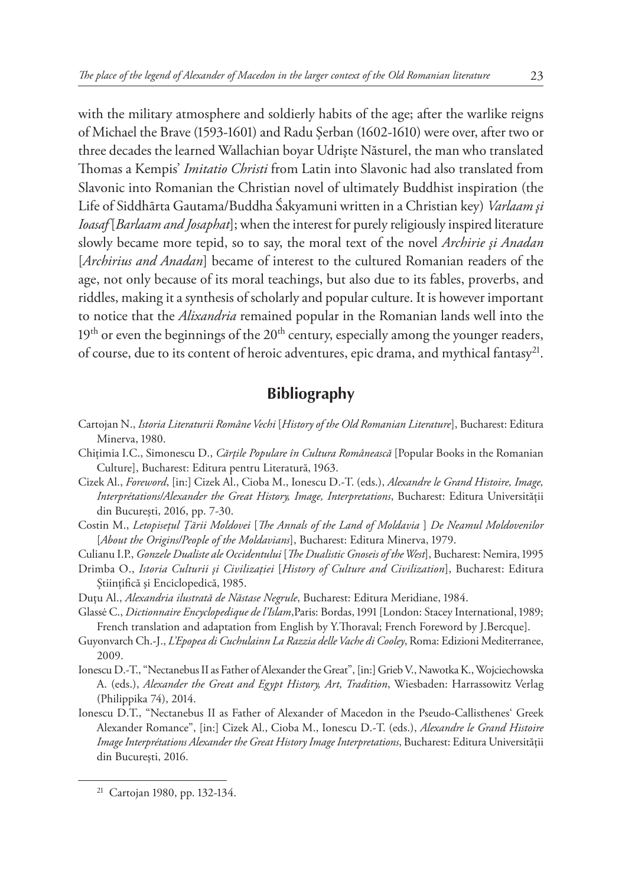with the military atmosphere and soldierly habits of the age; after the warlike reigns of Michael the Brave (1593-1601) and Radu Şerban (1602-1610) were over, after two or three decades the learned Wallachian boyar Udrişte Năsturel, the man who translated Thomas a Kempis' *Imitatio Christi* from Latin into Slavonic had also translated from Slavonic into Romanian the Christian novel of ultimately Buddhist inspiration (the Life of Siddhārta Gautama/Buddha Śakyamuni written in a Christian key) *Varlaam şi Ioasaf* [*Barlaam and Josaphat*]; when the interest for purely religiously inspired literature slowly became more tepid, so to say, the moral text of the novel *Archirie şi Anadan* [*Archirius and Anadan*] became of interest to the cultured Romanian readers of the age, not only because of its moral teachings, but also due to its fables, proverbs, and riddles, making it a synthesis of scholarly and popular culture. It is however important to notice that the *Alixandria* remained popular in the Romanian lands well into the 19th or even the beginnings of the 20th century, especially among the younger readers, of course, due to its content of heroic adventures, epic drama, and mythical fantasy[21].

## Bibliography

Cartojan N., *Istoria Literaturii Române Vechi* [*History of the Old Romanian Literature*], Bucharest: Editura Minerva, 1980.

Chiţimia I.C., Simonescu D., *Cărţile Populare în Cultura Românească* [Popular Books in the Romanian Culture], Bucharest: Editura pentru Literatură, 1963.

Cizek Al., *Foreword*, [in:] Cizek Al., Cioba M., Ionescu D.-T. (eds.), *Alexandre le Grand Histoire, Image, Interprétations/Alexander the Great History, Image, Interpretations*, Bucharest: Editura Universităţii din Bucureşti, 2016, pp. 7-30.

Costin M., *Letopiseţul Ţării Moldovei* [*The Annals of the Land of Moldavia* ] *De Neamul Moldovenilor* [*About the Origins/People of the Moldavians*], Bucharest: Editura Minerva, 1979.

Culianu I.P., *Gonzele Dualiste ale Occidentului* [*The Dualistic Gnoseis of the West*], Bucharest: Nemira, 1995

Drimba O., *Istoria Culturii şi Civilizaţiei* [*History of Culture and Civilization*], Bucharest: Editura Ştiinţifică şi Enciclopedică, 1985.

Duţu Al., *Alexandria ilustrată de Năstase Negrule*, Bucharest: Editura Meridiane, 1984.

Glassé C., *Dictionnaire Encyclopedique de l'Islam*,Paris: Bordas, 1991 [London: Stacey International, 1989; French translation and adaptation from English by Y.Thoraval; French Foreword by J.Bercque].

Guyonvarch Ch.-J., *L'Epopea di Cuchulainn La Razzia delle Vache di Cooley*, Roma: Edizioni Mediterranee, 2009.

Ionescu D.-T., "Nectanebus II as Father of Alexander the Great", [in:] Grieb V., Nawotka K., Wojciechowska A. (eds.), *Alexander the Great and Egypt History, Art, Tradition*, Wiesbaden: Harrassowitz Verlag (Philippika 74), 2014.

Ionescu D.T., "Nectanebus II as Father of Alexander of Macedon in the Pseudo-Callisthenes' Greek Alexander Romance", [in:] Cizek Al., Cioba M., Ionescu D.-T. (eds.), *Alexandre le Grand Histoire Image Interprétations Alexander the Great History Image Interpretations*, Bucharest: Editura Universităţii din Bucureşti, 2016.

[21] Cartojan 1980, pp. 132-134.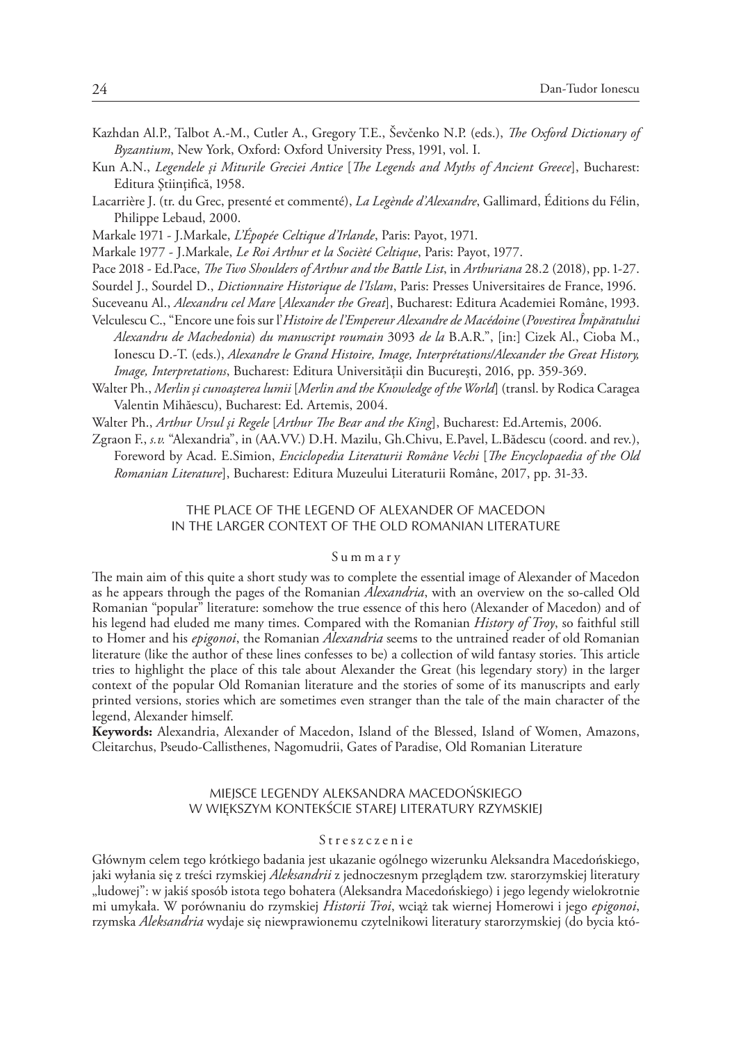Kazhdan Al.P., Talbot A.-M., Cutler A., Gregory T.E., Ševčenko N.P. (eds.), *The Oxford Dictionary of Byzantium*, New York, Oxford: Oxford University Press, 1991, vol. I.

Kun A.N., *Legendele şi Miturile Greciei Antice* [*The Legends and Myths of Ancient Greece*], Bucharest: Editura Științifică, 1958.

Lacarrière J. (tr. du Grec, presenté et commenté), *La Legènde d'Alexandre*, Gallimard, Éditions du Félin, Philippe Lebaud, 2000.

Markale 1971 - J.Markale, *L'Épopée Celtique d'Irlande*, Paris: Payot, 1971.

Markale 1977 - J.Markale, *Le Roi Arthur et la Sociètè Celtique*, Paris: Payot, 1977.

Pace 2018 - Ed.Pace, *The Two Shoulders of Arthur and the Battle List*, in *Arthuriana* 28.2 (2018), pp. 1-27.

Sourdel J., Sourdel D., *Dictionnaire Historique de l'Islam*, Paris: Presses Universitaires de France, 1996.

Suceveanu Al., *Alexandru cel Mare* [*Alexander the Great*], Bucharest: Editura Academiei Române, 1993.

Velculescu C., "Encore une fois sur l'*Histoire de l'Empereur Alexandre de Macédoine* (*Povestirea Împăratului Alexandru de Machedonia*) *du manuscript roumain* 3093 *de la* B.A.R.", [in:] Cizek Al., Cioba M., Ionescu D.-T. (eds.), *Alexandre le Grand Histoire, Image, Interprétations/Alexander the Great History, Image, Interpretations*, Bucharest: Editura Universității din București, 2016, pp. 359-369.

Walter Ph., *Merlin şi cunoaşterea lumii* [*Merlin and the Knowledge of the World*] (transl. by Rodica Caragea Valentin Mihăescu), Bucharest: Ed. Artemis, 2004.

Walter Ph., *Arthur Ursul şi Regele* [*Arthur The Bear and the King*], Bucharest: Ed.Artemis, 2006.

Zgraon F., *s.v.* "Alexandria", in (AA.VV.) D.H. Mazilu, Gh.Chivu, E.Pavel, L.Bădescu (coord. and rev.), Foreword by Acad. E.Simion, *Enciclopedia Literaturii Române Vechi* [*The Encyclopaedia of the Old Romanian Literature*], Bucharest: Editura Muzeului Literaturii Române, 2017, pp. 31-33.

## THE PLACE OF THE LEGEND OF ALEXANDER OF MACEDON IN THE LARGER CONTEXT OF THE OLD ROMANIAN LITERATURE

### Summary

The main aim of this quite a short study was to complete the essential image of Alexander of Macedon as he appears through the pages of the Romanian *Alexandria*, with an overview on the so-called Old Romanian "popular" literature: somehow the true essence of this hero (Alexander of Macedon) and of his legend had eluded me many times. Compared with the Romanian *History of Troy*, so faithful still to Homer and his *epigonoi*, the Romanian *Alexandria* seems to the untrained reader of old Romanian literature (like the author of these lines confesses to be) a collection of wild fantasy stories. This article tries to highlight the place of this tale about Alexander the Great (his legendary story) in the larger context of the popular Old Romanian literature and the stories of some of its manuscripts and early printed versions, stories which are sometimes even stranger than the tale of the main character of the legend, Alexander himself.

**Keywords:** Alexandria, Alexander of Macedon, Island of the Blessed, Island of Women, Amazons, Cleitarchus, Pseudo-Callisthenes, Nagomudrii, Gates of Paradise, Old Romanian Literature

## MIEJSCE LEGENDY ALEKSANDRA MACEDOŃSKIEGO W WIĘKSZYM KONTEKŚCIE STAREJ LITERATURY RZYMSKIEJ

### Streszczenie

Głównym celem tego krótkiego badania jest ukazanie ogólnego wizerunku Aleksandra Macedońskiego, jaki wyłania się z treści rzymskiej *Aleksandrii* z jednoczesnym przeglądem tzw. starorzymskiej literatury „ludowej": w jakiś sposób istota tego bohatera (Aleksandra Macedońskiego) i jego legendy wielokrotnie mi umykała. W porównaniu do rzymskiej *Historii Troi*, wciąż tak wiernej Homerowi i jego *epigonoi*, rzymska *Aleksandria* wydaje się niewprawionemu czytelnikowi literatury starorzymskiej (do bycia któ-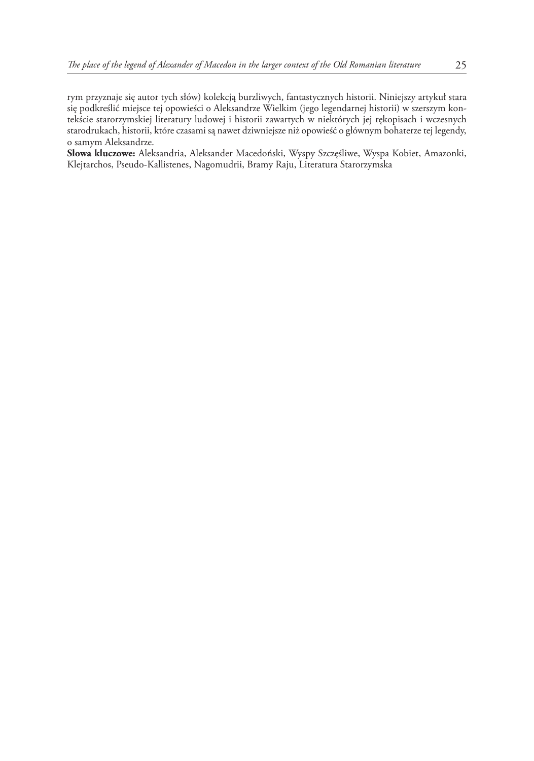rym przyznaje się autor tych słów) kolekcją burzliwych, fantastycznych historii. Niniejszy artykuł stara się podkreślić miejsce tej opowieści o Aleksandrze Wielkim (jego legendarnej historii) w szerszym kontekście starorzymskiej literatury ludowej i historii zawartych w niektórych jej rękopisach i wczesnych starodrukach, historii, które czasami są nawet dziwniejsze niż opowieść o głównym bohaterze tej legendy, o samym Aleksandrze.

**Słowa kluczowe:** Aleksandria, Aleksander Macedoński, Wyspy Szczęśliwe, Wyspa Kobiet, Amazonki, Klejtarchos, Pseudo-Kallistenes, Nagomudrii, Bramy Raju, Literatura Starorzymska